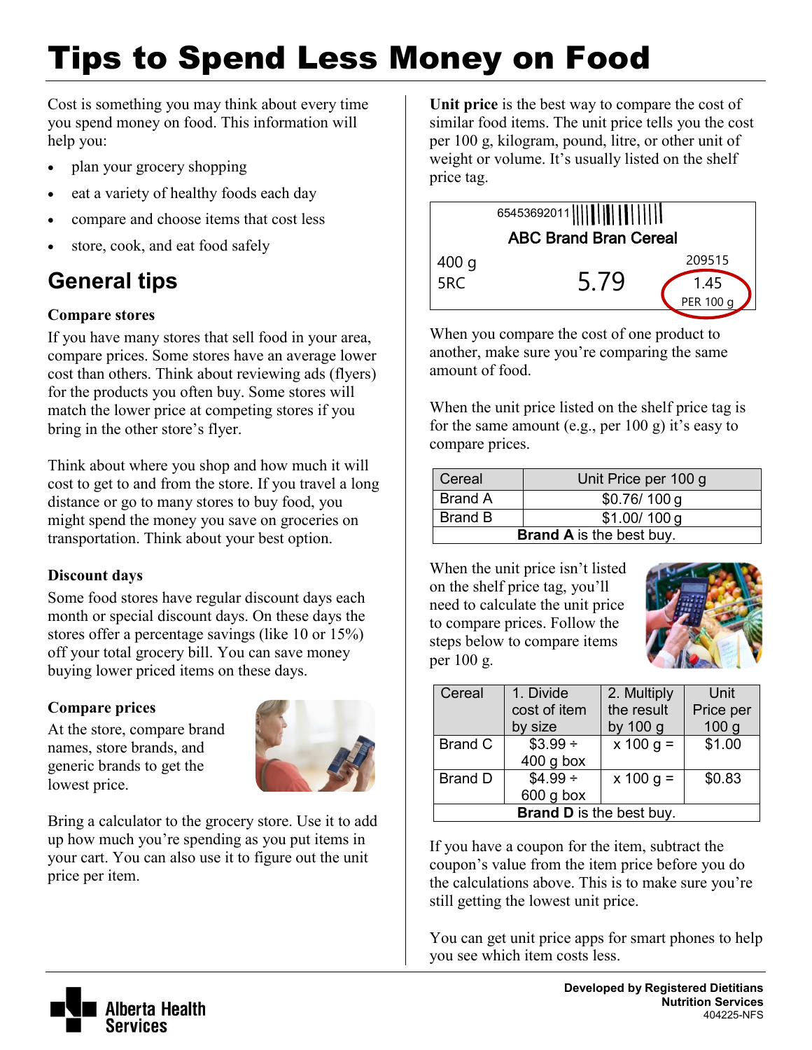# Tips to Spend Less Money on Food

Cost is something you may think about every time you spend money on food. This information will help you:

- plan your grocery shopping
- eat a variety of healthy foods each day
- compare and choose items that cost less
- store, cook, and eat food safely

## General tips

### Compare stores

If you have many stores that sell food in your area, compare prices. Some stores have an average lower cost than others. Think about reviewing ads (flyers) for the products you often buy. Some stores will match the lower price at competing stores if you bring in the other store's flyer.

Think about where you shop and how much it will cost to get to and from the store. If you travel a long distance or go to many stores to buy food, you might spend the money you save on groceries on transportation. Think about your best option.

### Discount days

Some food stores have regular discount days each month or special discount days. On these days the stores offer a percentage savings (like 10 or 15%) off your total grocery bill. You can save money buying lower priced items on these days.

### Compare prices

At the store, compare brand names, store brands, and generic brands to get the lowest price.

Bring a calculator to the grocery store. Use it to add up how much you're spending as you put items in your cart. You can also use it to figure out the unit price per item.

**Unit price** is the best way to compare the cost of similar food items. The unit price tells you the cost per 100 g, kilogram, pound, litre, or other unit of weight or volume. It's usually listed on the shelf price tag.

| 65453692011 | | |
|---|---|---|
| | ABC Brand Bran Cereal | |
| 400 g | | 209515 |
| 5RC | 5.79 | 1.45 PER 100 g |

When you compare the cost of one product to another, make sure you're comparing the same amount of food.

When the unit price listed on the shelf price tag is for the same amount (e.g., per 100 g) it's easy to compare prices.

| Cereal | Unit Price per 100 g |
|---|---|
| Brand A | $0.76/ 100 g |
| Brand B | $1.00/ 100 g |
| **Brand A** is the best buy. | |

When the unit price isn't listed on the shelf price tag, you'll need to calculate the unit price to compare prices. Follow the steps below to compare items per 100 g.

| Cereal | 1. Divide cost of item by size | 2. Multiply the result by 100 g | Unit Price per 100 g |
|---|---|---|---|
| Brand C | $3.99 ÷ 400 g box | x 100 g = | $1.00 |
| Brand D | $4.99 ÷ 600 g box | x 100 g = | $0.83 |
| **Brand D** is the best buy. | | | |

If you have a coupon for the item, subtract the coupon's value from the item price before you do the calculations above. This is to make sure you're still getting the lowest unit price.

You can get unit price apps for smart phones to help you see which item costs less.

**Developed by Registered Dietitians**
**Nutrition Services**
404225-NFS

Alberta Health Services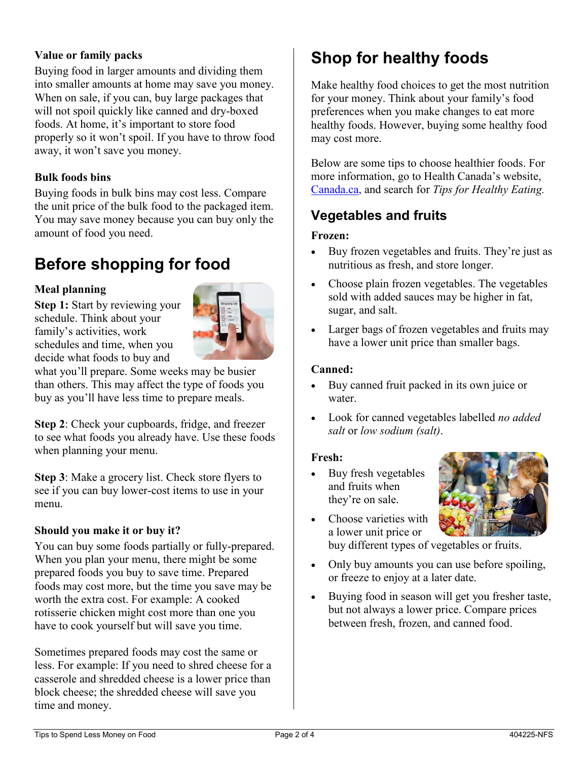**Value or family packs**

Buying food in larger amounts and dividing them into smaller amounts at home may save you money. When on sale, if you can, buy large packages that will not spoil quickly like canned and dry-boxed foods. At home, it's important to store food properly so it won't spoil. If you have to throw food away, it won't save you money.

**Bulk foods bins**

Buying foods in bulk bins may cost less. Compare the unit price of the bulk food to the packaged item. You may save money because you can buy only the amount of food you need.

# Before shopping for food

**Meal planning**

**Step 1:** Start by reviewing your schedule. Think about your family's activities, work schedules and time, when you decide what foods to buy and what you'll prepare. Some weeks may be busier than others. This may affect the type of foods you buy as you'll have less time to prepare meals.

**Step 2**: Check your cupboards, fridge, and freezer to see what foods you already have. Use these foods when planning your menu.

**Step 3**: Make a grocery list. Check store flyers to see if you can buy lower-cost items to use in your menu.

**Should you make it or buy it?**

You can buy some foods partially or fully-prepared. When you plan your menu, there might be some prepared foods you buy to save time. Prepared foods may cost more, but the time you save may be worth the extra cost. For example: A cooked rotisserie chicken might cost more than one you have to cook yourself but will save you time.

Sometimes prepared foods may cost the same or less. For example: If you need to shred cheese for a casserole and shredded cheese is a lower price than block cheese; the shredded cheese will save you time and money.

# Shop for healthy foods

Make healthy food choices to get the most nutrition for your money. Think about your family's food preferences when you make changes to eat more healthy foods. However, buying some healthy food may cost more.

Below are some tips to choose healthier foods. For more information, go to Health Canada's website, Canada.ca, and search for *Tips for Healthy Eating.*

## Vegetables and fruits

**Frozen:**

- Buy frozen vegetables and fruits. They're just as nutritious as fresh, and store longer.
- Choose plain frozen vegetables. The vegetables sold with added sauces may be higher in fat, sugar, and salt.
- Larger bags of frozen vegetables and fruits may have a lower unit price than smaller bags.

**Canned:**

- Buy canned fruit packed in its own juice or water.
- Look for canned vegetables labelled *no added salt* or *low sodium (salt)*.

**Fresh:**

- Buy fresh vegetables and fruits when they're on sale.
- Choose varieties with a lower unit price or buy different types of vegetables or fruits.
- Only buy amounts you can use before spoiling, or freeze to enjoy at a later date.
- Buying food in season will get you fresher taste, but not always a lower price. Compare prices between fresh, frozen, and canned food.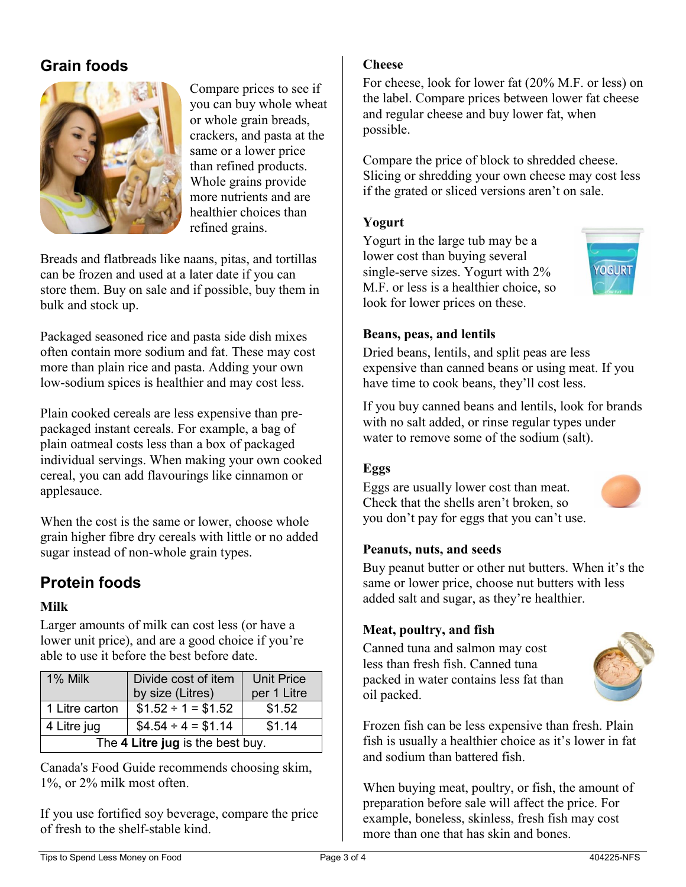## Grain foods

Compare prices to see if you can buy whole wheat or whole grain breads, crackers, and pasta at the same or a lower price than refined products. Whole grains provide more nutrients and are healthier choices than refined grains.

Breads and flatbreads like naans, pitas, and tortillas can be frozen and used at a later date if you can store them. Buy on sale and if possible, buy them in bulk and stock up.

Packaged seasoned rice and pasta side dish mixes often contain more sodium and fat. These may cost more than plain rice and pasta. Adding your own low-sodium spices is healthier and may cost less.

Plain cooked cereals are less expensive than pre-packaged instant cereals. For example, a bag of plain oatmeal costs less than a box of packaged individual servings. When making your own cooked cereal, you can add flavourings like cinnamon or applesauce.

When the cost is the same or lower, choose whole grain higher fibre dry cereals with little or no added sugar instead of non-whole grain types.

## Protein foods

### Milk

Larger amounts of milk can cost less (or have a lower unit price), and are a good choice if you're able to use it before the best before date.

| 1% Milk | Divide cost of item by size (Litres) | Unit Price per 1 Litre |
|---|---|---|
| 1 Litre carton | $1.52 ÷ 1 = $1.52 | $1.52 |
| 4 Litre jug | $4.54 ÷ 4 = $1.14 | $1.14 |
| The **4 Litre jug** is the best buy. | | |

Canada's Food Guide recommends choosing skim, 1%, or 2% milk most often.

If you use fortified soy beverage, compare the price of fresh to the shelf-stable kind.

### Cheese

For cheese, look for lower fat (20% M.F. or less) on the label. Compare prices between lower fat cheese and regular cheese and buy lower fat, when possible.

Compare the price of block to shredded cheese. Slicing or shredding your own cheese may cost less if the grated or sliced versions aren't on sale.

### Yogurt

Yogurt in the large tub may be a lower cost than buying several single-serve sizes. Yogurt with 2% M.F. or less is a healthier choice, so look for lower prices on these.

### Beans, peas, and lentils

Dried beans, lentils, and split peas are less expensive than canned beans or using meat. If you have time to cook beans, they'll cost less.

If you buy canned beans and lentils, look for brands with no salt added, or rinse regular types under water to remove some of the sodium (salt).

### Eggs

Eggs are usually lower cost than meat. Check that the shells aren't broken, so you don't pay for eggs that you can't use.

### Peanuts, nuts, and seeds

Buy peanut butter or other nut butters. When it's the same or lower price, choose nut butters with less added salt and sugar, as they're healthier.

### Meat, poultry, and fish

Canned tuna and salmon may cost less than fresh fish. Canned tuna packed in water contains less fat than oil packed.

Frozen fish can be less expensive than fresh. Plain fish is usually a healthier choice as it's lower in fat and sodium than battered fish.

When buying meat, poultry, or fish, the amount of preparation before sale will affect the price. For example, boneless, skinless, fresh fish may cost more than one that has skin and bones.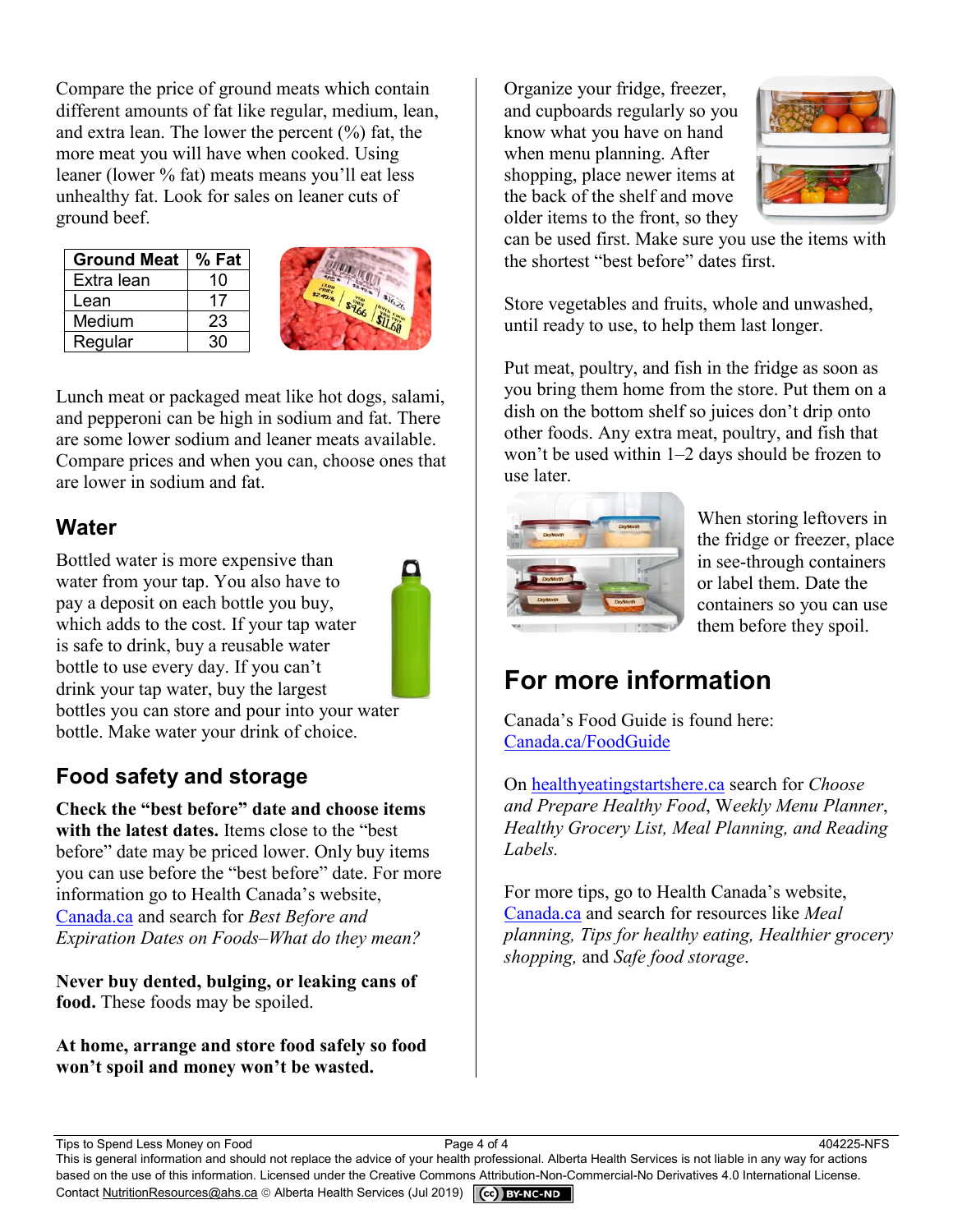Compare the price of ground meats which contain different amounts of fat like regular, medium, lean, and extra lean. The lower the percent (%) fat, the more meat you will have when cooked. Using leaner (lower % fat) meats means you'll eat less unhealthy fat. Look for sales on leaner cuts of ground beef.

| Ground Meat | % Fat |
|---|---|
| Extra lean | 10 |
| Lean | 17 |
| Medium | 23 |
| Regular | 30 |

Lunch meat or packaged meat like hot dogs, salami, and pepperoni can be high in sodium and fat. There are some lower sodium and leaner meats available. Compare prices and when you can, choose ones that are lower in sodium and fat.

## Water

Bottled water is more expensive than water from your tap. You also have to pay a deposit on each bottle you buy, which adds to the cost. If your tap water is safe to drink, buy a reusable water bottle to use every day. If you can't drink your tap water, buy the largest bottles you can store and pour into your water bottle. Make water your drink of choice.

## Food safety and storage

**Check the "best before" date and choose items with the latest dates.** Items close to the "best before" date may be priced lower. Only buy items you can use before the "best before" date. For more information go to Health Canada's website, Canada.ca and search for *Best Before and Expiration Dates on Foods–What do they mean?*

**Never buy dented, bulging, or leaking cans of food.** These foods may be spoiled.

**At home, arrange and store food safely so food won't spoil and money won't be wasted.**

Organize your fridge, freezer, and cupboards regularly so you know what you have on hand when menu planning. After shopping, place newer items at the back of the shelf and move older items to the front, so they can be used first. Make sure you use the items with the shortest "best before" dates first.

Store vegetables and fruits, whole and unwashed, until ready to use, to help them last longer.

Put meat, poultry, and fish in the fridge as soon as you bring them home from the store. Put them on a dish on the bottom shelf so juices don't drip onto other foods. Any extra meat, poultry, and fish that won't be used within 1–2 days should be frozen to use later.

When storing leftovers in the fridge or freezer, place in see-through containers or label them. Date the containers so you can use them before they spoil.

# For more information

Canada's Food Guide is found here: Canada.ca/FoodGuide

On healthyeatingstartshere.ca search for *Choose and Prepare Healthy Food*, *Weekly Menu Planner*, *Healthy Grocery List, Meal Planning, and Reading Labels.*

For more tips, go to Health Canada's website, Canada.ca and search for resources like *Meal planning, Tips for healthy eating, Healthier grocery shopping,* and *Safe food storage*.

This is general information and should not replace the advice of your health professional. Alberta Health Services is not liable in any way for actions based on the use of this information. Licensed under the Creative Commons Attribution-Non-Commercial-No Derivatives 4.0 International License. Contact NutritionResources@ahs.ca © Alberta Health Services (Jul 2019)